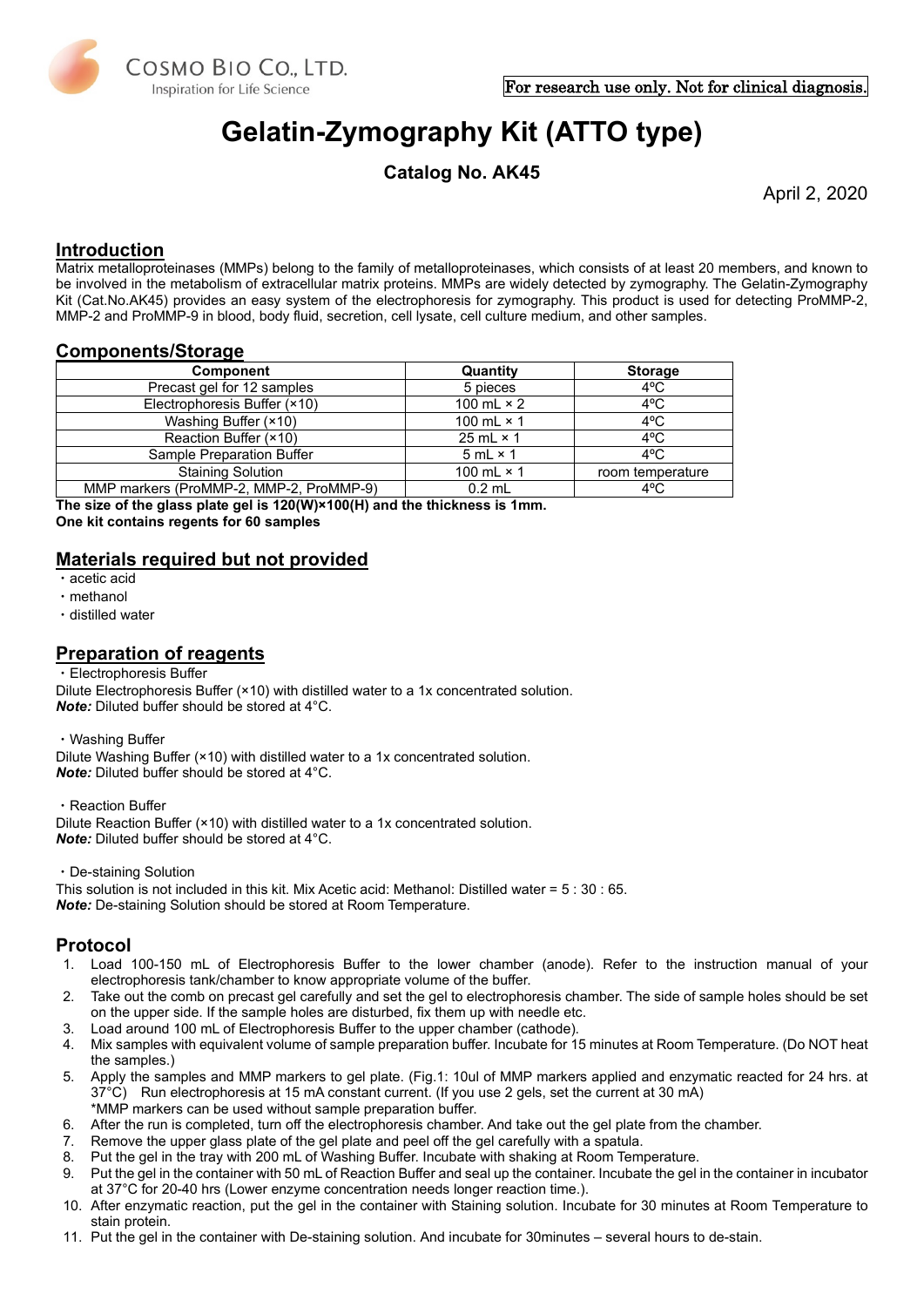COSMO BIO CO., LTD.
Inspiration for Life Science

For research use only. Not for clinical diagnosis.

# Gelatin-Zymography Kit (ATTO type)

### Catalog No. AK45

April 2, 2020

## Introduction

Matrix metalloproteinases (MMPs) belong to the family of metalloproteinases, which consists of at least 20 members, and known to be involved in the metabolism of extracellular matrix proteins. MMPs are widely detected by zymography. The Gelatin-Zymography Kit (Cat.No.AK45) provides an easy system of the electrophoresis for zymography. This product is used for detecting ProMMP-2, MMP-2 and ProMMP-9 in blood, body fluid, secretion, cell lysate, cell culture medium, and other samples.

## Components/Storage

| Component | Quantity | Storage |
|---|---|---|
| Precast gel for 12 samples | 5 pieces | 4°C |
| Electrophoresis Buffer (×10) | 100 mL × 2 | 4°C |
| Washing Buffer (×10) | 100 mL × 1 | 4°C |
| Reaction Buffer (×10) | 25 mL × 1 | 4°C |
| Sample Preparation Buffer | 5 mL × 1 | 4°C |
| Staining Solution | 100 mL × 1 | room temperature |
| MMP markers (ProMMP-2, MMP-2, ProMMP-9) | 0.2 mL | 4°C |

**The size of the glass plate gel is 120(W)×100(H) and the thickness is 1mm.**
**One kit contains regents for 60 samples**

## Materials required but not provided

- acetic acid
- methanol
- distilled water

## Preparation of reagents

・Electrophoresis Buffer
Dilute Electrophoresis Buffer (×10) with distilled water to a 1x concentrated solution.
***Note:*** Diluted buffer should be stored at 4°C.

・Washing Buffer
Dilute Washing Buffer (×10) with distilled water to a 1x concentrated solution.
***Note:*** Diluted buffer should be stored at 4°C.

・Reaction Buffer
Dilute Reaction Buffer (×10) with distilled water to a 1x concentrated solution.
***Note:*** Diluted buffer should be stored at 4°C.

・De-staining Solution
This solution is not included in this kit. Mix Acetic acid: Methanol: Distilled water = 5 : 30 : 65.
***Note:*** De-staining Solution should be stored at Room Temperature.

## Protocol

1. Load 100-150 mL of Electrophoresis Buffer to the lower chamber (anode). Refer to the instruction manual of your electrophoresis tank/chamber to know appropriate volume of the buffer.
2. Take out the comb on precast gel carefully and set the gel to electrophoresis chamber. The side of sample holes should be set on the upper side. If the sample holes are disturbed, fix them up with needle etc.
3. Load around 100 mL of Electrophoresis Buffer to the upper chamber (cathode).
4. Mix samples with equivalent volume of sample preparation buffer. Incubate for 15 minutes at Room Temperature. (Do NOT heat the samples.)
5. Apply the samples and MMP markers to gel plate. (Fig.1: 10ul of MMP markers applied and enzymatic reacted for 24 hrs. at 37°C) Run electrophoresis at 15 mA constant current. (If you use 2 gels, set the current at 30 mA)
   *MMP markers can be used without sample preparation buffer.
6. After the run is completed, turn off the electrophoresis chamber. And take out the gel plate from the chamber.
7. Remove the upper glass plate of the gel plate and peel off the gel carefully with a spatula.
8. Put the gel in the tray with 200 mL of Washing Buffer. Incubate with shaking at Room Temperature.
9. Put the gel in the container with 50 mL of Reaction Buffer and seal up the container. Incubate the gel in the container in incubator at 37°C for 20-40 hrs (Lower enzyme concentration needs longer reaction time.).
10. After enzymatic reaction, put the gel in the container with Staining solution. Incubate for 30 minutes at Room Temperature to stain protein.
11. Put the gel in the container with De-staining solution. And incubate for 30minutes – several hours to de-stain.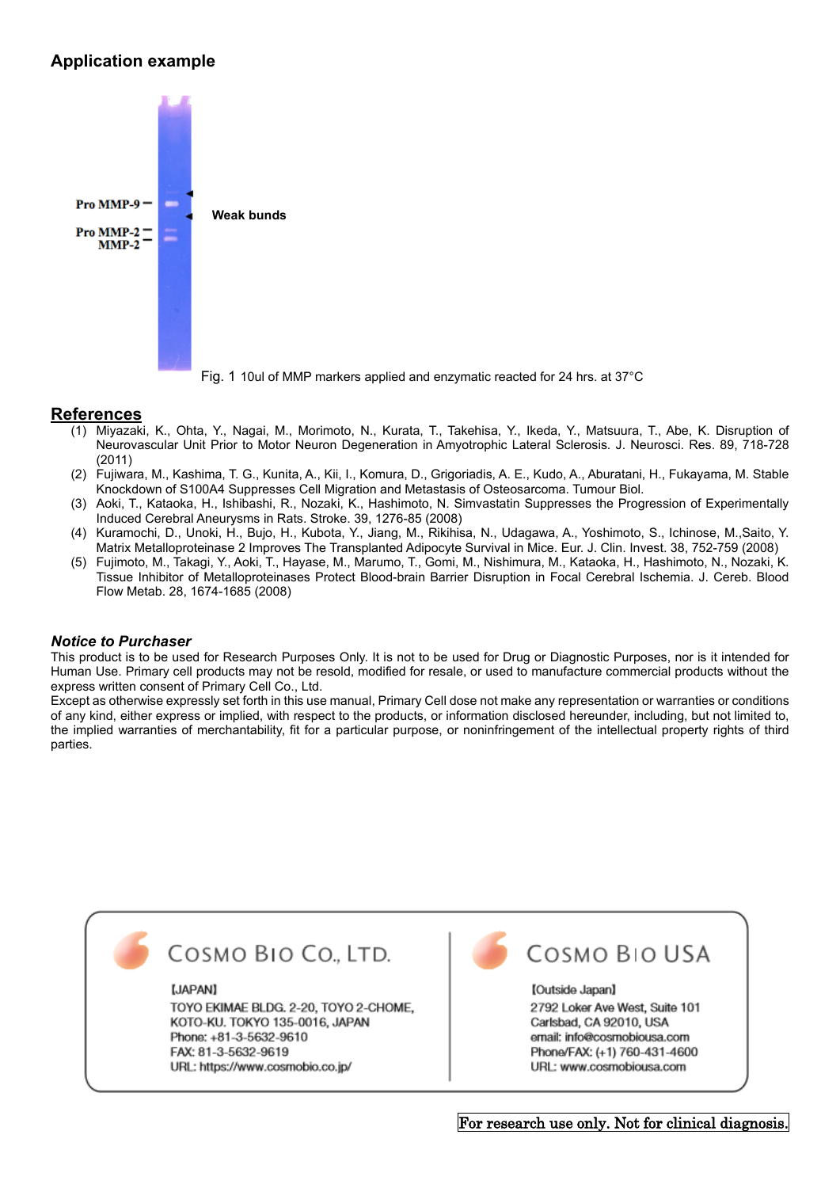## Application example

Pro MMP-9

Pro MMP-2

MMP-2

Weak bunds

Fig. 1 10ul of MMP markers applied and enzymatic reacted for 24 hrs. at 37°C

## References

(1) Miyazaki, K., Ohta, Y., Nagai, M., Morimoto, N., Kurata, T., Takehisa, Y., Ikeda, Y., Matsuura, T., Abe, K. Disruption of Neurovascular Unit Prior to Motor Neuron Degeneration in Amyotrophic Lateral Sclerosis. J. Neurosci. Res. 89, 718-728 (2011)
(2) Fujiwara, M., Kashima, T. G., Kunita, A., Kii, I., Komura, D., Grigoriadis, A. E., Kudo, A., Aburatani, H., Fukayama, M. Stable Knockdown of S100A4 Suppresses Cell Migration and Metastasis of Osteosarcoma. Tumour Biol.
(3) Aoki, T., Kataoka, H., Ishibashi, R., Nozaki, K., Hashimoto, N. Simvastatin Suppresses the Progression of Experimentally Induced Cerebral Aneurysms in Rats. Stroke. 39, 1276-85 (2008)
(4) Kuramochi, D., Unoki, H., Bujo, H., Kubota, Y., Jiang, M., Rikihisa, N., Udagawa, A., Yoshimoto, S., Ichinose, M.,Saito, Y. Matrix Metalloproteinase 2 Improves The Transplanted Adipocyte Survival in Mice. Eur. J. Clin. Invest. 38, 752-759 (2008)
(5) Fujimoto, M., Takagi, Y., Aoki, T., Hayase, M., Marumo, T., Gomi, M., Nishimura, M., Kataoka, H., Hashimoto, N., Nozaki, K. Tissue Inhibitor of Metalloproteinases Protect Blood-brain Barrier Disruption in Focal Cerebral Ischemia. J. Cereb. Blood Flow Metab. 28, 1674-1685 (2008)

### *Notice to Purchaser*

This product is to be used for Research Purposes Only. It is not to be used for Drug or Diagnostic Purposes, nor is it intended for Human Use. Primary cell products may not be resold, modified for resale, or used to manufacture commercial products without the express written consent of Primary Cell Co., Ltd.
Except as otherwise expressly set forth in this use manual, Primary Cell dose not make any representation or warranties or conditions of any kind, either express or implied, with respect to the products, or information disclosed hereunder, including, but not limited to, the implied warranties of merchantability, fit for a particular purpose, or noninfringement of the intellectual property rights of third parties.

**COSMO BIO CO., LTD.**

[JAPAN]
TOYO EKIMAE BLDG. 2-20, TOYO 2-CHOME,
KOTO-KU, TOKYO 135-0016, JAPAN
Phone: +81-3-5632-9610
FAX: 81-3-5632-9619
URL: https://www.cosmobio.co.jp/

**COSMO BIO USA**

[Outside Japan]
2792 Loker Ave West, Suite 101
Carlsbad, CA 92010, USA
email: info@cosmobiousa.com
Phone/FAX: (+1) 760-431-4600
URL: www.cosmobiousa.com

For research use only. Not for clinical diagnosis.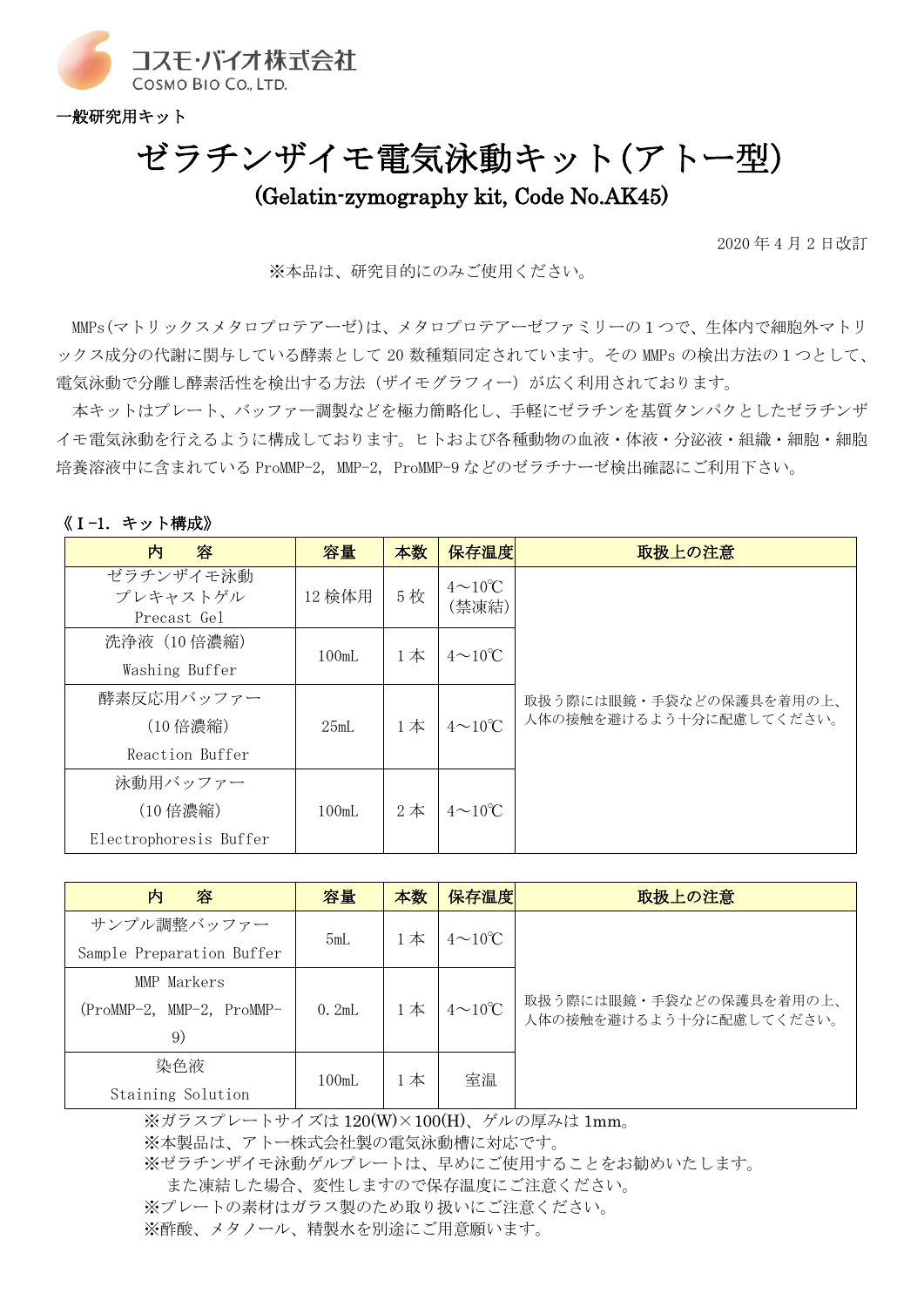コスモ・バイオ株式会社
COSMO BIO CO., LTD.

一般研究用キット

# ゼラチンザイモ電気泳動キット(アトー型)

## (Gelatin-zymography kit, Code No.AK45)

2020 年 4 月 2 日改訂

※本品は、研究目的にのみご使用ください。

MMPs(マトリックスメタロプロテアーゼ)は、メタロプロテアーゼファミリーの１つで、生体内で細胞外マトリックス成分の代謝に関与している酵素として 20 数種類同定されています。その MMPs の検出方法の１つとして、電気泳動で分離し酵素活性を検出する方法（ザイモグラフィー）が広く利用されております。

本キットはプレート、バッファー調製などを極力簡略化し、手軽にゼラチンを基質タンパクとしたゼラチンザイモ電気泳動を行えるように構成しております。ヒトおよび各種動物の血液・体液・分泌液・組織・細胞・細胞培養溶液中に含まれている ProMMP-2, MMP-2, ProMMP-9 などのゼラチナーゼ検出確認にご利用下さい。

### 《Ⅰ-1. キット構成》

| 内　容 | 容量 | 本数 | 保存温度 | 取扱上の注意 |
|---|---|---|---|---|
| ゼラチンザイモ泳動プレキャストゲル Precast Gel | 12 検体用 | 5 枚 | 4～10℃(禁凍結) | 取扱う際には眼鏡・手袋などの保護具を着用の上、人体の接触を避けるよう十分に配慮してください。 |
| 洗浄液（10 倍濃縮） Washing Buffer | 100mL | 1 本 | 4～10℃ | |
| 酵素反応用バッファー（10 倍濃縮） Reaction Buffer | 25mL | 1 本 | 4～10℃ | |
| 泳動用バッファー（10 倍濃縮） Electrophoresis Buffer | 100mL | 2 本 | 4～10℃ | |

| 内　容 | 容量 | 本数 | 保存温度 | 取扱上の注意 |
|---|---|---|---|---|
| サンプル調整バッファー Sample Preparation Buffer | 5mL | 1 本 | 4～10℃ | 取扱う際には眼鏡・手袋などの保護具を着用の上、人体の接触を避けるよう十分に配慮してください。 |
| MMP Markers (ProMMP-2, MMP-2, ProMMP-9) | 0.2mL | 1 本 | 4～10℃ | |
| 染色液 Staining Solution | 100mL | 1 本 | 室温 | |

※ガラスプレートサイズは 120(W)×100(H)、ゲルの厚みは 1mm。
※本製品は、アトー株式会社製の電気泳動槽に対応です。
※ゼラチンザイモ泳動ゲルプレートは、早めにご使用することをお勧めいたします。
　また凍結した場合、変性しますので保存温度にご注意ください。
※プレートの素材はガラス製のため取り扱いにご注意ください。
※酢酸、メタノール、精製水を別途にご用意願います。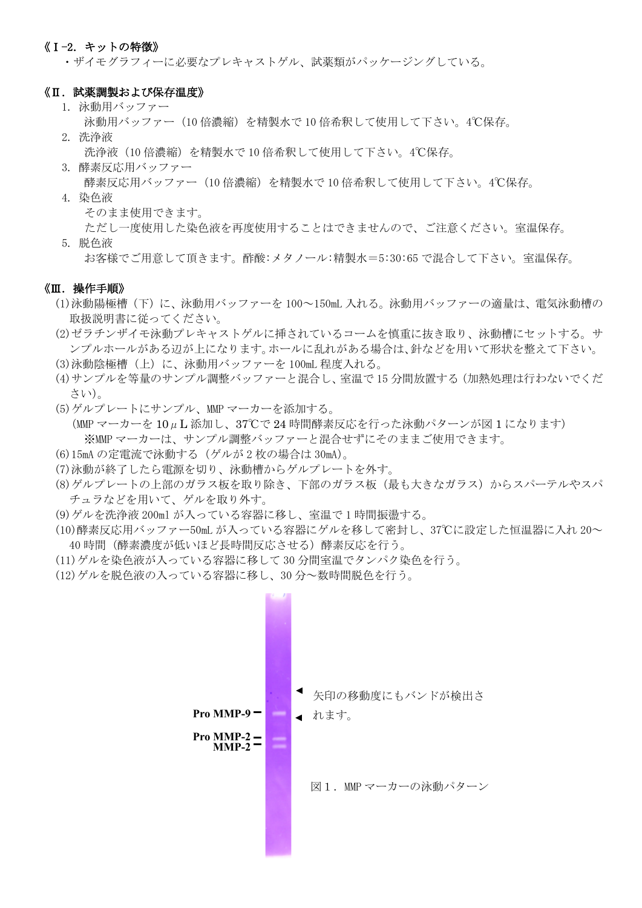## 《Ⅰ-2．キットの特徴》

・ザイモグラフィーに必要なプレキャストゲル、試薬類がパッケージングしている。

## 《Ⅱ．試薬調製および保存温度》

1. 泳動用バッファー
   泳動用バッファー（10 倍濃縮）を精製水で 10 倍希釈して使用して下さい。4℃保存。
2. 洗浄液
   洗浄液（10 倍濃縮）を精製水で 10 倍希釈して使用して下さい。4℃保存。
3. 酵素反応用バッファー
   酵素反応用バッファー（10 倍濃縮）を精製水で 10 倍希釈して使用して下さい。4℃保存。
4. 染色液
   そのまま使用できます。
   ただし一度使用した染色液を再度使用することはできませんので、ご注意ください。室温保存。
5. 脱色液
   お客様でご用意して頂きます。酢酸:メタノール:精製水＝5:30:65 で混合して下さい。室温保存。

## 《Ⅲ．操作手順》

(1) 泳動陽極槽（下）に、泳動用バッファーを 100～150mL 入れる。泳動用バッファーの適量は、電気泳動槽の取扱説明書に従ってください。
(2) ゼラチンザイモ泳動プレキャストゲルに挿されているコームを慎重に抜き取り、泳動槽にセットする。サンプルホールがある辺が上になります。ホールに乱れがある場合は、針などを用いて形状を整えて下さい。
(3) 泳動陰極槽（上）に、泳動用バッファーを 100mL 程度入れる。
(4) サンプルを等量のサンプル調整バッファーと混合し、室温で 15 分間放置する（加熱処理は行わないでください）。
(5) ゲルプレートにサンプル、MMP マーカーを添加する。
   （MMP マーカーを 10μL 添加し、37℃で 24 時間酵素反応を行った泳動パターンが図 1 になります）
   ※MMP マーカーは、サンプル調整バッファーと混合せずにそのままご使用できます。
(6) 15mA の定電流で泳動する（ゲルが 2 枚の場合は 30mA）。
(7) 泳動が終了したら電源を切り、泳動槽からゲルプレートを外す。
(8) ゲルプレートの上部のガラス板を取り除き、下部のガラス板（最も大きなガラス）からスパーテルやスパチュラなどを用いて、ゲルを取り外す。
(9) ゲルを洗浄液 200ml が入っている容器に移し、室温で 1 時間振盪する。
(10) 酵素反応用バッファー50mL が入っている容器にゲルを移して密封し、37℃に設定した恒温器に入れ 20～40 時間（酵素濃度が低いほど長時間反応させる）酵素反応を行う。
(11) ゲルを染色液が入っている容器に移して 30 分間室温でタンパク染色を行う。
(12) ゲルを脱色液の入っている容器に移し、30 分～数時間脱色を行う。

Pro MMP-9
Pro MMP-2
MMP-2

矢印の移動度にもバンドが検出されます。

図 1．MMP マーカーの泳動パターン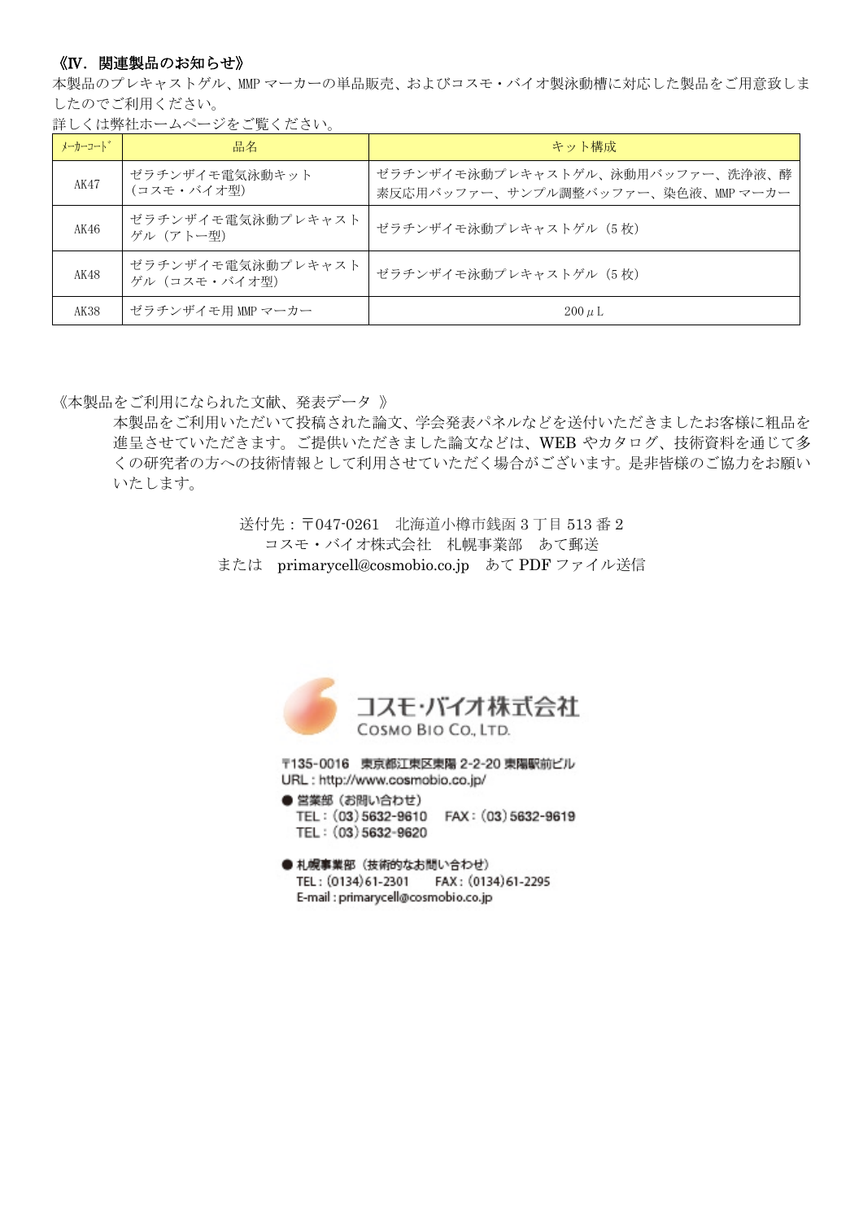## 《Ⅳ．関連製品のお知らせ》

本製品のプレキャストゲル、MMP マーカーの単品販売、およびコスモ・バイオ製泳動槽に対応した製品をご用意致しましたのでご利用ください。

詳しくは弊社ホームページをご覧ください。

| メーカーコード | 品名 | キット構成 |
|---|---|---|
| AK47 | ゼラチンザイモ電気泳動キット（コスモ・バイオ型） | ゼラチンザイモ泳動プレキャストゲル、泳動用バッファー、洗浄液、酵素反応用バッファー、サンプル調整バッファー、染色液、MMP マーカー |
| AK46 | ゼラチンザイモ電気泳動プレキャストゲル（アトー型） | ゼラチンザイモ泳動プレキャストゲル（5 枚） |
| AK48 | ゼラチンザイモ電気泳動プレキャストゲル（コスモ・バイオ型） | ゼラチンザイモ泳動プレキャストゲル（5 枚） |
| AK38 | ゼラチンザイモ用 MMP マーカー | 200 μL |

《本製品をご利用になられた文献、発表データ 》

本製品をご利用いただいて投稿された論文、学会発表パネルなどを送付いただきましたお客様に粗品を進呈させていただきます。ご提供いただきました論文などは、WEB やカタログ、技術資料を通じて多くの研究者の方への技術情報として利用させていただく場合がございます。是非皆様のご協力をお願いいたします。

送付先：〒047-0261　北海道小樽市銭函 3 丁目 513 番 2

コスモ・バイオ株式会社　札幌事業部　あて郵送

または　primarycell@cosmobio.co.jp　あて PDF ファイル送信

コスモ・バイオ株式会社
COSMO BIO CO., LTD.

〒135-0016　東京都江東区東陽 2-2-20 東陽駅前ビル
URL : http://www.cosmobio.co.jp/

● 営業部（お問い合わせ）
TEL : (03) 5632-9610　FAX : (03) 5632-9619
TEL : (03) 5632-9620

● 札幌事業部（技術的なお問い合わせ）
TEL : (0134) 61-2301　FAX : (0134) 61-2295
E-mail : primarycell@cosmobio.co.jp